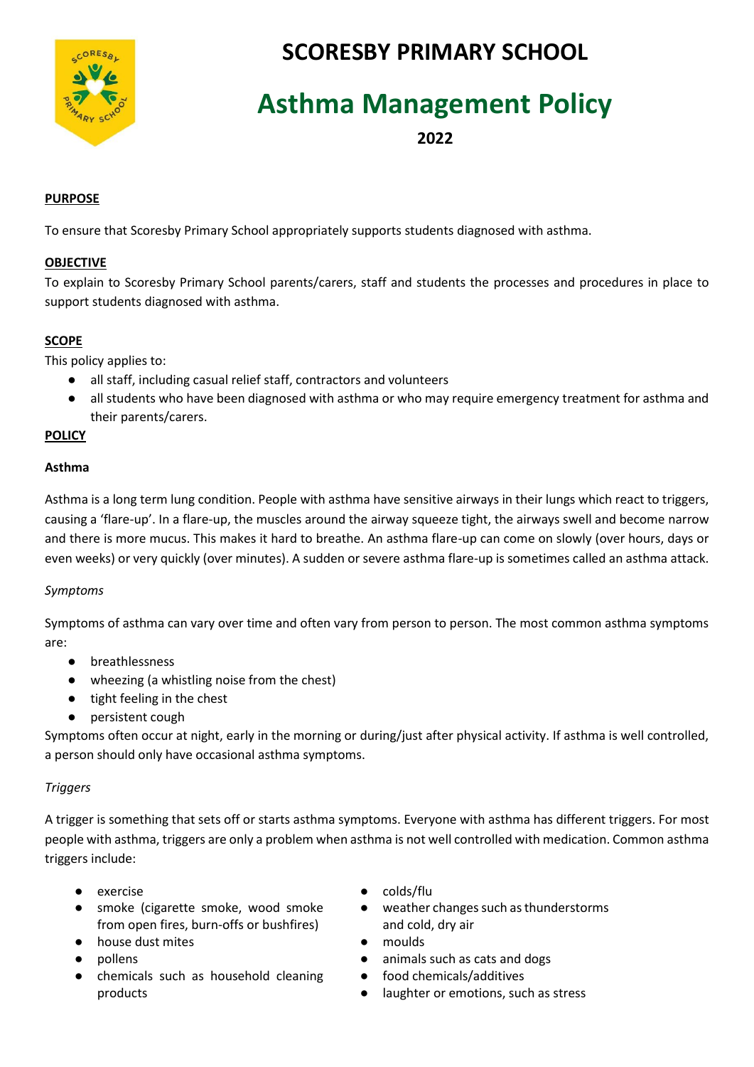# SCORESBY PRIMARY SCHOOL

# Asthma Management Policy

**2022**

## PURPOSE

To ensure that Scoresby Primary School appropriately supports students diagnosed with asthma.

## OBJECTIVE

To explain to Scoresby Primary School parents/carers, staff and students the processes and procedures in place to support students diagnosed with asthma.

## SCOPE

This policy applies to:

- all staff, including casual relief staff, contractors and volunteers
- all students who have been diagnosed with asthma or who may require emergency treatment for asthma and their parents/carers.

## POLICY

### Asthma

Asthma is a long term lung condition. People with asthma have sensitive airways in their lungs which react to triggers, causing a 'flare-up'. In a flare-up, the muscles around the airway squeeze tight, the airways swell and become narrow and there is more mucus. This makes it hard to breathe. An asthma flare-up can come on slowly (over hours, days or even weeks) or very quickly (over minutes). A sudden or severe asthma flare-up is sometimes called an asthma attack.

*Symptoms*

Symptoms of asthma can vary over time and often vary from person to person. The most common asthma symptoms are:

- breathlessness
- wheezing (a whistling noise from the chest)
- tight feeling in the chest
- persistent cough

Symptoms often occur at night, early in the morning or during/just after physical activity. If asthma is well controlled, a person should only have occasional asthma symptoms.

*Triggers*

A trigger is something that sets off or starts asthma symptoms. Everyone with asthma has different triggers. For most people with asthma, triggers are only a problem when asthma is not well controlled with medication. Common asthma triggers include:

- exercise
- smoke (cigarette smoke, wood smoke from open fires, burn-offs or bushfires)
- house dust mites
- pollens
- chemicals such as household cleaning products
- colds/flu
- weather changes such as thunderstorms and cold, dry air
- moulds
- animals such as cats and dogs
- food chemicals/additives
- laughter or emotions, such as stress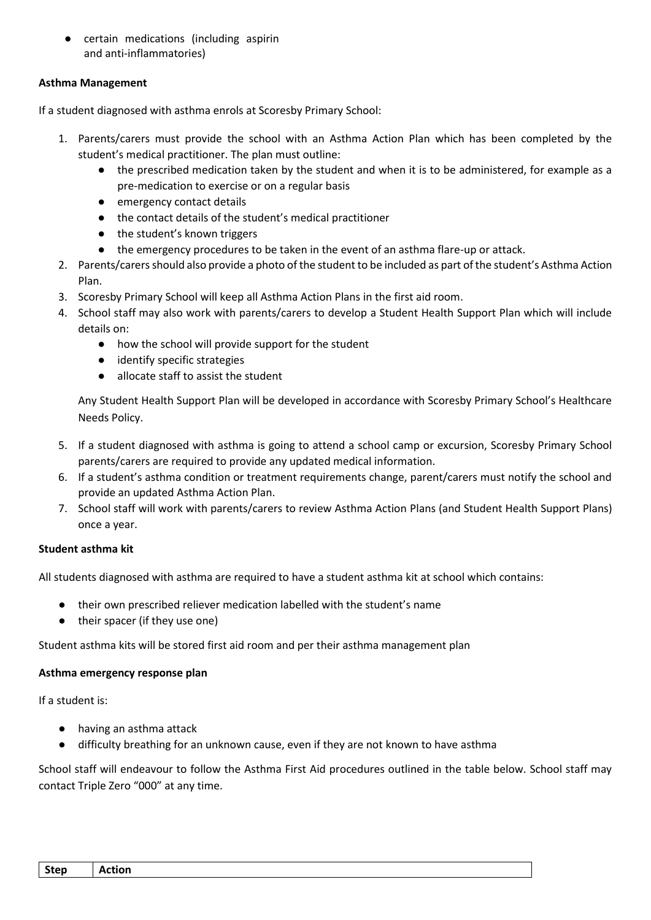- certain medications (including aspirin and anti-inflammatories)

**Asthma Management**

If a student diagnosed with asthma enrols at Scoresby Primary School:

1. Parents/carers must provide the school with an Asthma Action Plan which has been completed by the student's medical practitioner. The plan must outline:
    - the prescribed medication taken by the student and when it is to be administered, for example as a pre-medication to exercise or on a regular basis
    - emergency contact details
    - the contact details of the student's medical practitioner
    - the student's known triggers
    - the emergency procedures to be taken in the event of an asthma flare-up or attack.
2. Parents/carers should also provide a photo of the student to be included as part of the student's Asthma Action Plan.
3. Scoresby Primary School will keep all Asthma Action Plans in the first aid room.
4. School staff may also work with parents/carers to develop a Student Health Support Plan which will include details on:
    - how the school will provide support for the student
    - identify specific strategies
    - allocate staff to assist the student

    Any Student Health Support Plan will be developed in accordance with Scoresby Primary School's Healthcare Needs Policy.

5. If a student diagnosed with asthma is going to attend a school camp or excursion, Scoresby Primary School parents/carers are required to provide any updated medical information.
6. If a student's asthma condition or treatment requirements change, parent/carers must notify the school and provide an updated Asthma Action Plan.
7. School staff will work with parents/carers to review Asthma Action Plans (and Student Health Support Plans) once a year.

**Student asthma kit**

All students diagnosed with asthma are required to have a student asthma kit at school which contains:

- their own prescribed reliever medication labelled with the student's name
- their spacer (if they use one)

Student asthma kits will be stored first aid room and per their asthma management plan

**Asthma emergency response plan**

If a student is:

- having an asthma attack
- difficulty breathing for an unknown cause, even if they are not known to have asthma

School staff will endeavour to follow the Asthma First Aid procedures outlined in the table below. School staff may contact Triple Zero "000" at any time.

| Step | Action |
| --- | --- |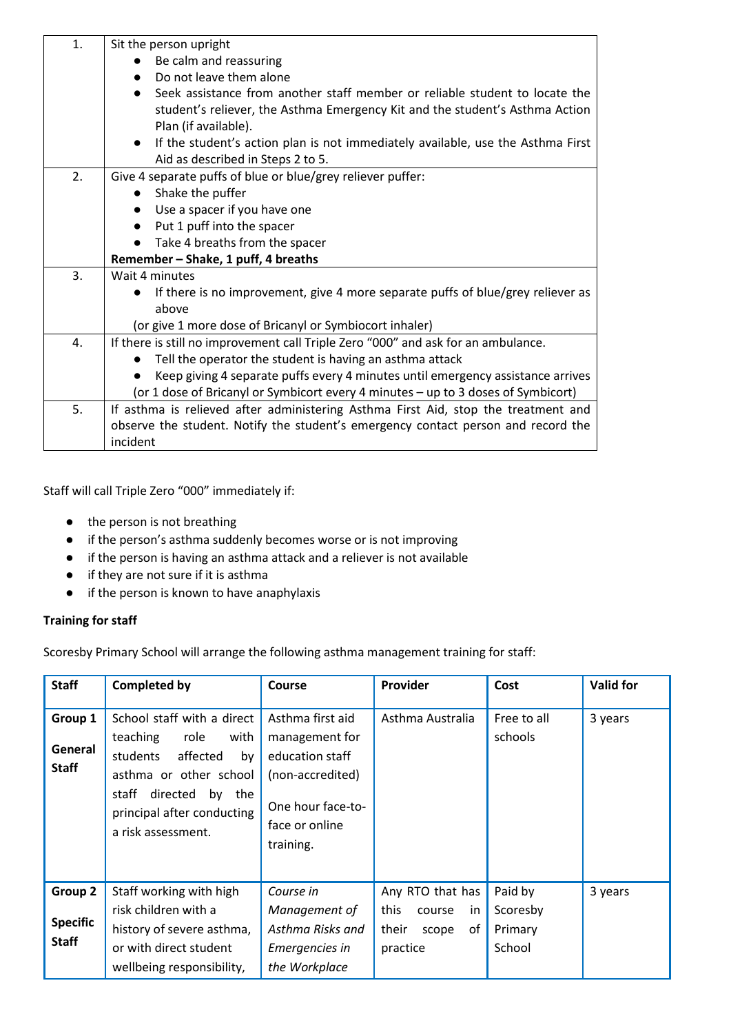| | |
|---|---|
| 1. | Sit the person upright<br>● Be calm and reassuring<br>● Do not leave them alone<br>● Seek assistance from another staff member or reliable student to locate the student's reliever, the Asthma Emergency Kit and the student's Asthma Action Plan (if available).<br>● If the student's action plan is not immediately available, use the Asthma First Aid as described in Steps 2 to 5. |
| 2. | Give 4 separate puffs of blue or blue/grey reliever puffer:<br>● Shake the puffer<br>● Use a spacer if you have one<br>● Put 1 puff into the spacer<br>● Take 4 breaths from the spacer<br>**Remember – Shake, 1 puff, 4 breaths** |
| 3. | Wait 4 minutes<br>● If there is no improvement, give 4 more separate puffs of blue/grey reliever as above<br>(or give 1 more dose of Bricanyl or Symbiocort inhaler) |
| 4. | If there is still no improvement call Triple Zero "000" and ask for an ambulance.<br>● Tell the operator the student is having an asthma attack<br>● Keep giving 4 separate puffs every 4 minutes until emergency assistance arrives<br>(or 1 dose of Bricanyl or Symbicort every 4 minutes – up to 3 doses of Symbicort) |
| 5. | If asthma is relieved after administering Asthma First Aid, stop the treatment and observe the student. Notify the student's emergency contact person and record the incident |

Staff will call Triple Zero "000" immediately if:

- the person is not breathing
- if the person's asthma suddenly becomes worse or is not improving
- if the person is having an asthma attack and a reliever is not available
- if they are not sure if it is asthma
- if the person is known to have anaphylaxis

**Training for staff**

Scoresby Primary School will arrange the following asthma management training for staff:

| Staff | Completed by | Course | Provider | Cost | Valid for |
|---|---|---|---|---|---|
| **Group 1**<br>**General Staff** | School staff with a direct teaching role with students affected by asthma or other school staff directed by the principal after conducting a risk assessment. | Asthma first aid management for education staff (non-accredited)<br><br>One hour face-to-face or online training. | Asthma Australia | Free to all schools | 3 years |
| **Group 2**<br>**Specific Staff** | Staff working with high risk children with a history of severe asthma, or with direct student wellbeing responsibility, | *Course in Management of Asthma Risks and Emergencies in the Workplace* | Any RTO that has this course in their scope of practice | Paid by Scoresby Primary School | 3 years |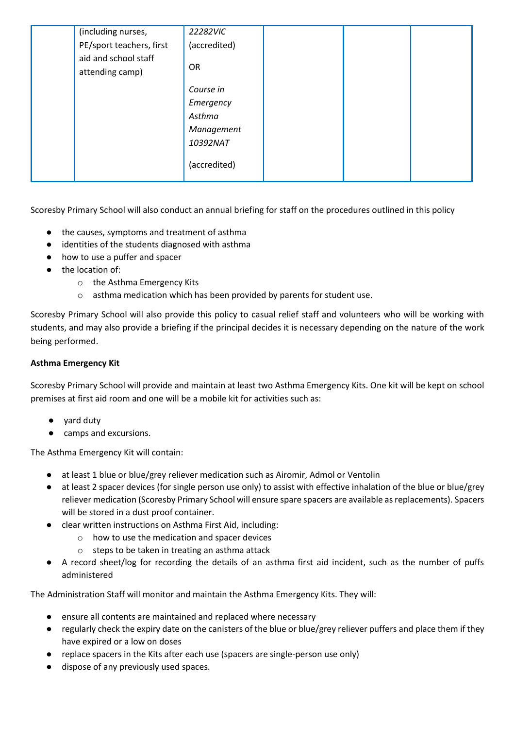| | (including nurses, PE/sport teachers, first aid and school staff attending camp) | *22282VIC* (accredited)<br><br>OR<br><br>*Course in Emergency Asthma Management 10392NAT*<br><br>(accredited) | | | |
|---|---|---|---|---|---|

Scoresby Primary School will also conduct an annual briefing for staff on the procedures outlined in this policy

- the causes, symptoms and treatment of asthma
- identities of the students diagnosed with asthma
- how to use a puffer and spacer
- the location of:
  - the Asthma Emergency Kits
  - asthma medication which has been provided by parents for student use.

Scoresby Primary School will also provide this policy to casual relief staff and volunteers who will be working with students, and may also provide a briefing if the principal decides it is necessary depending on the nature of the work being performed.

**Asthma Emergency Kit**

Scoresby Primary School will provide and maintain at least two Asthma Emergency Kits. One kit will be kept on school premises at first aid room and one will be a mobile kit for activities such as:

- yard duty
- camps and excursions.

The Asthma Emergency Kit will contain:

- at least 1 blue or blue/grey reliever medication such as Airomir, Admol or Ventolin
- at least 2 spacer devices (for single person use only) to assist with effective inhalation of the blue or blue/grey reliever medication (Scoresby Primary School will ensure spare spacers are available as replacements). Spacers will be stored in a dust proof container.
- clear written instructions on Asthma First Aid, including:
  - how to use the medication and spacer devices
  - steps to be taken in treating an asthma attack
- A record sheet/log for recording the details of an asthma first aid incident, such as the number of puffs administered

The Administration Staff will monitor and maintain the Asthma Emergency Kits. They will:

- ensure all contents are maintained and replaced where necessary
- regularly check the expiry date on the canisters of the blue or blue/grey reliever puffers and place them if they have expired or a low on doses
- replace spacers in the Kits after each use (spacers are single-person use only)
- dispose of any previously used spaces.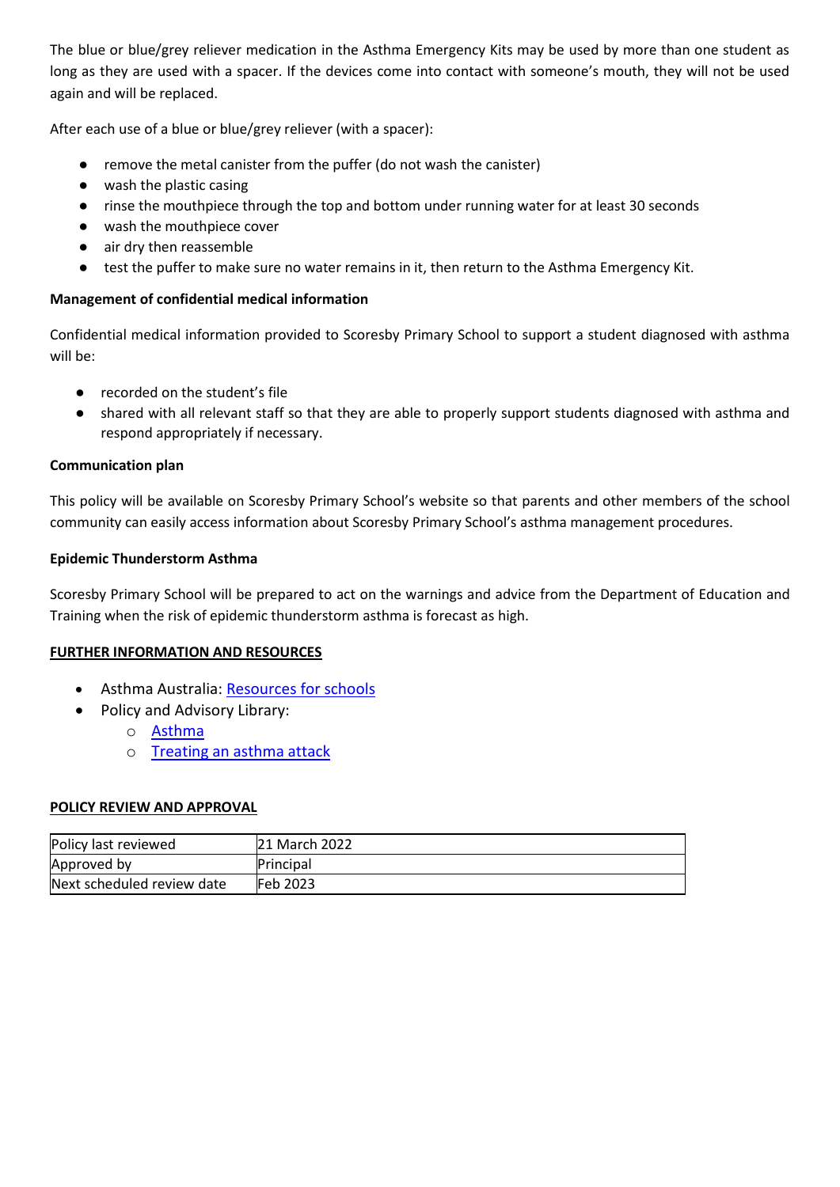The blue or blue/grey reliever medication in the Asthma Emergency Kits may be used by more than one student as long as they are used with a spacer. If the devices come into contact with someone's mouth, they will not be used again and will be replaced.

After each use of a blue or blue/grey reliever (with a spacer):

- remove the metal canister from the puffer (do not wash the canister)
- wash the plastic casing
- rinse the mouthpiece through the top and bottom under running water for at least 30 seconds
- wash the mouthpiece cover
- air dry then reassemble
- test the puffer to make sure no water remains in it, then return to the Asthma Emergency Kit.

**Management of confidential medical information**

Confidential medical information provided to Scoresby Primary School to support a student diagnosed with asthma will be:

- recorded on the student's file
- shared with all relevant staff so that they are able to properly support students diagnosed with asthma and respond appropriately if necessary.

**Communication plan**

This policy will be available on Scoresby Primary School's website so that parents and other members of the school community can easily access information about Scoresby Primary School's asthma management procedures.

**Epidemic Thunderstorm Asthma**

Scoresby Primary School will be prepared to act on the warnings and advice from the Department of Education and Training when the risk of epidemic thunderstorm asthma is forecast as high.

## FURTHER INFORMATION AND RESOURCES

- Asthma Australia: Resources for schools
- Policy and Advisory Library:
  - Asthma
  - Treating an asthma attack

## POLICY REVIEW AND APPROVAL

| | |
|---|---|
| Policy last reviewed | 21 March 2022 |
| Approved by | Principal |
| Next scheduled review date | Feb 2023 |